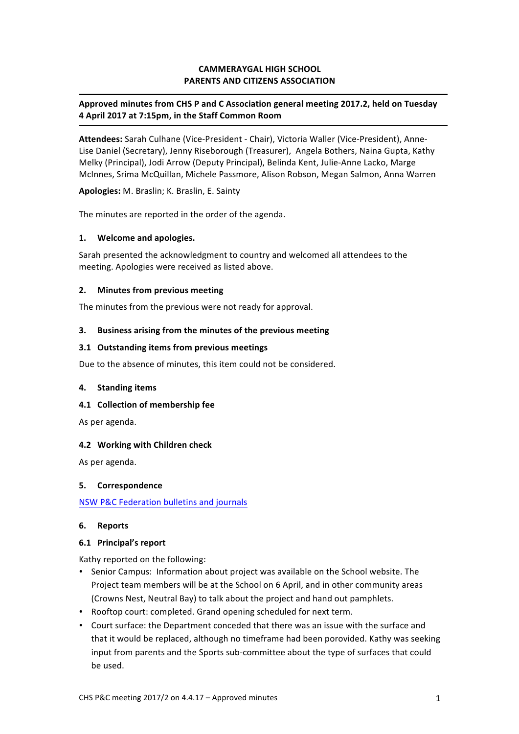**CAMMERAYGAL HIGH SCHOOL**
**PARENTS AND CITIZENS ASSOCIATION**

**Approved minutes from CHS P and C Association general meeting 2017.2, held on Tuesday 4 April 2017 at 7:15pm, in the Staff Common Room**

**Attendees:** Sarah Culhane (Vice-President - Chair), Victoria Waller (Vice-President), Anne-Lise Daniel (Secretary), Jenny Riseborough (Treasurer), Angela Bothers, Naina Gupta, Kathy Melky (Principal), Jodi Arrow (Deputy Principal), Belinda Kent, Julie-Anne Lacko, Marge McInnes, Srima McQuillan, Michele Passmore, Alison Robson, Megan Salmon, Anna Warren

**Apologies:** M. Braslin; K. Braslin, E. Sainty

The minutes are reported in the order of the agenda.

### 1. Welcome and apologies.

Sarah presented the acknowledgment to country and welcomed all attendees to the meeting. Apologies were received as listed above.

### 2. Minutes from previous meeting

The minutes from the previous were not ready for approval.

### 3. Business arising from the minutes of the previous meeting

#### 3.1 Outstanding items from previous meetings

Due to the absence of minutes, this item could not be considered.

### 4. Standing items

#### 4.1 Collection of membership fee

As per agenda.

#### 4.2 Working with Children check

As per agenda.

### 5. Correspondence

[NSW P&C Federation bulletins and journals]

### 6. Reports

#### 6.1 Principal's report

Kathy reported on the following:

- Senior Campus: Information about project was available on the School website. The Project team members will be at the School on 6 April, and in other community areas (Crowns Nest, Neutral Bay) to talk about the project and hand out pamphlets.
- Rooftop court: completed. Grand opening scheduled for next term.
- Court surface: the Department conceded that there was an issue with the surface and that it would be replaced, although no timeframe had been porovided. Kathy was seeking input from parents and the Sports sub-committee about the type of surfaces that could be used.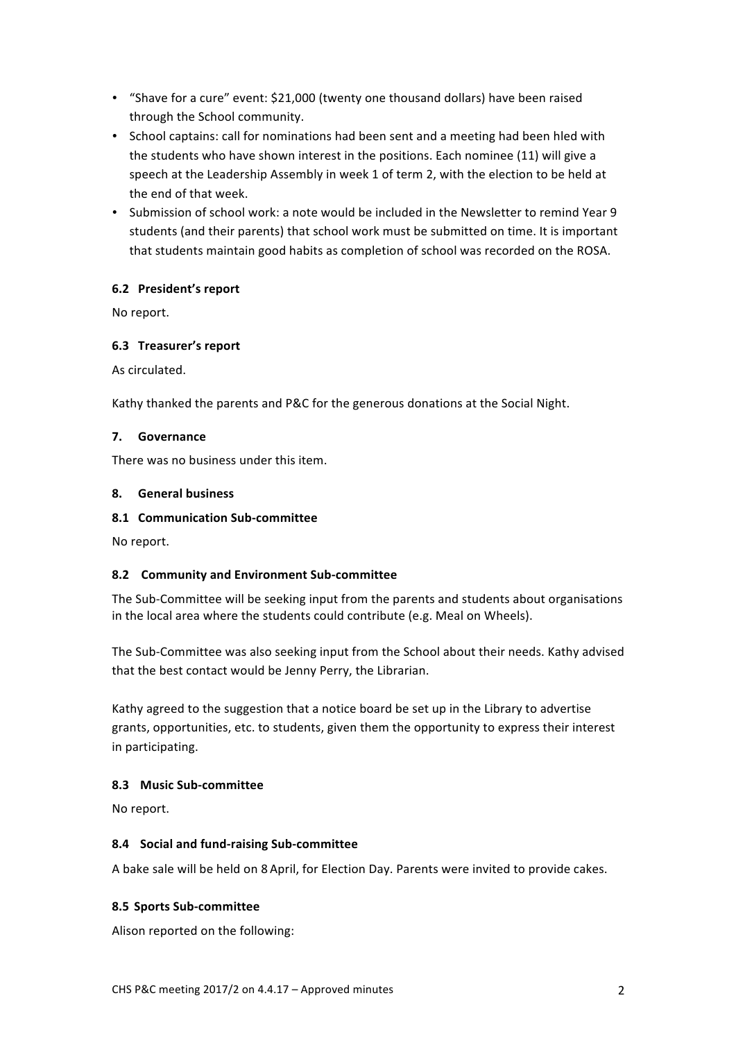- "Shave for a cure" event: $21,000 (twenty one thousand dollars) have been raised through the School community.
- School captains: call for nominations had been sent and a meeting had been hled with the students who have shown interest in the positions. Each nominee (11) will give a speech at the Leadership Assembly in week 1 of term 2, with the election to be held at the end of that week.
- Submission of school work: a note would be included in the Newsletter to remind Year 9 students (and their parents) that school work must be submitted on time. It is important that students maintain good habits as completion of school was recorded on the ROSA.

**6.2 President's report**

No report.

**6.3 Treasurer's report**

As circulated.

Kathy thanked the parents and P&C for the generous donations at the Social Night.

**7. Governance**

There was no business under this item.

**8. General business**

**8.1 Communication Sub-committee**

No report.

**8.2 Community and Environment Sub-committee**

The Sub-Committee will be seeking input from the parents and students about organisations in the local area where the students could contribute (e.g. Meal on Wheels).

The Sub-Committee was also seeking input from the School about their needs. Kathy advised that the best contact would be Jenny Perry, the Librarian.

Kathy agreed to the suggestion that a notice board be set up in the Library to advertise grants, opportunities, etc. to students, given them the opportunity to express their interest in participating.

**8.3 Music Sub-committee**

No report.

**8.4 Social and fund-raising Sub-committee**

A bake sale will be held on 8 April, for Election Day. Parents were invited to provide cakes.

**8.5 Sports Sub-committee**

Alison reported on the following: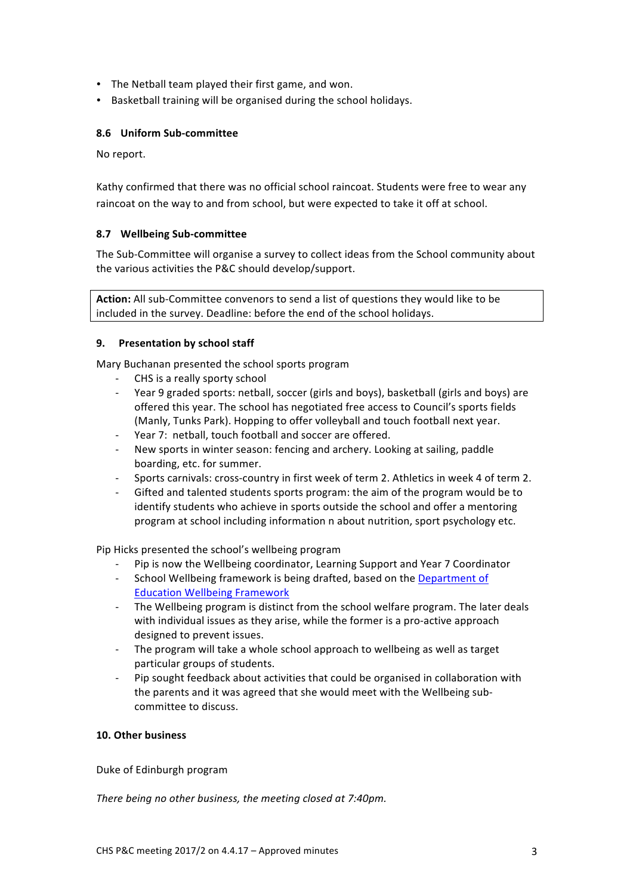- The Netball team played their first game, and won.
- Basketball training will be organised during the school holidays.

### 8.6 Uniform Sub-committee

No report.

Kathy confirmed that there was no official school raincoat. Students were free to wear any raincoat on the way to and from school, but were expected to take it off at school.

### 8.7 Wellbeing Sub-committee

The Sub-Committee will organise a survey to collect ideas from the School community about the various activities the P&C should develop/support.

**Action:** All sub-Committee convenors to send a list of questions they would like to be included in the survey. Deadline: before the end of the school holidays.

## 9. Presentation by school staff

Mary Buchanan presented the school sports program

- CHS is a really sporty school
- Year 9 graded sports: netball, soccer (girls and boys), basketball (girls and boys) are offered this year. The school has negotiated free access to Council's sports fields (Manly, Tunks Park). Hopping to offer volleyball and touch football next year.
- Year 7: netball, touch football and soccer are offered.
- New sports in winter season: fencing and archery. Looking at sailing, paddle boarding, etc. for summer.
- Sports carnivals: cross-country in first week of term 2. Athletics in week 4 of term 2.
- Gifted and talented students sports program: the aim of the program would be to identify students who achieve in sports outside the school and offer a mentoring program at school including information n about nutrition, sport psychology etc.

Pip Hicks presented the school's wellbeing program

- Pip is now the Wellbeing coordinator, Learning Support and Year 7 Coordinator
- School Wellbeing framework is being drafted, based on the Department of Education Wellbeing Framework
- The Wellbeing program is distinct from the school welfare program. The later deals with individual issues as they arise, while the former is a pro-active approach designed to prevent issues.
- The program will take a whole school approach to wellbeing as well as target particular groups of students.
- Pip sought feedback about activities that could be organised in collaboration with the parents and it was agreed that she would meet with the Wellbeing sub-committee to discuss.

## 10. Other business

Duke of Edinburgh program

*There being no other business, the meeting closed at 7:40pm.*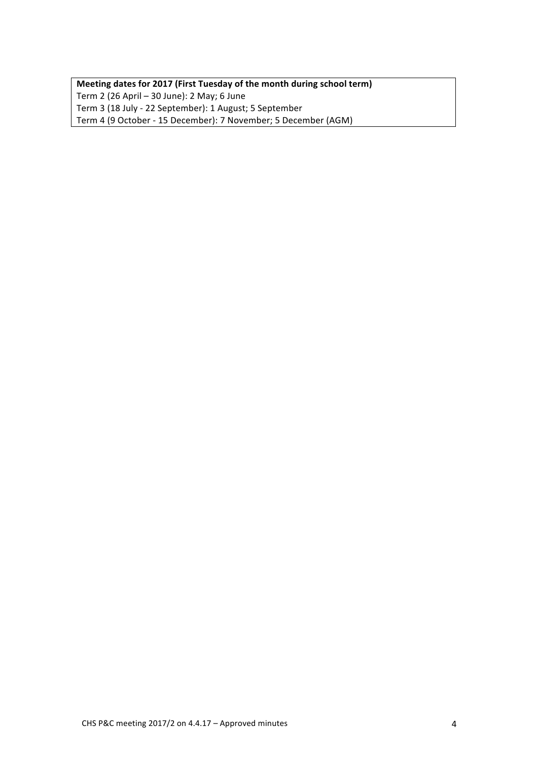**Meeting dates for 2017 (First Tuesday of the month during school term)**

Term 2 (26 April – 30 June): 2 May; 6 June

Term 3 (18 July - 22 September): 1 August; 5 September

Term 4 (9 October - 15 December): 7 November; 5 December (AGM)